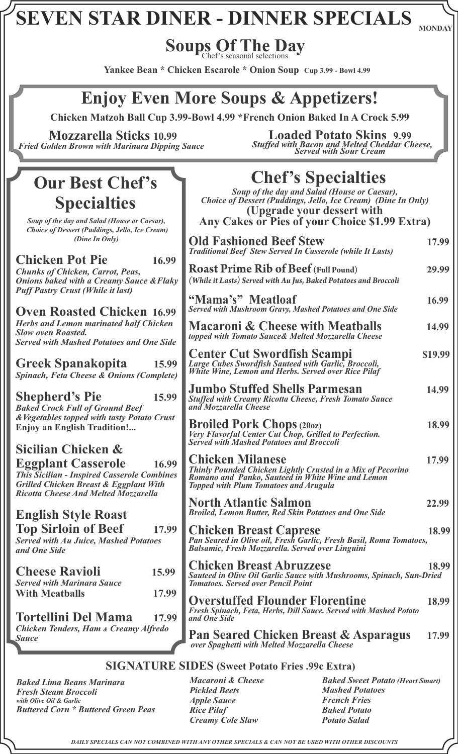# SEVEN STAR DINER - DINNER SPECIALS

MONDAY

## Soups Of The Day

Chef's seasonal selections

**Yankee Bean * Chicken Escarole * Onion Soup** Cup 3.99 - Bowl 4.99

## Enjoy Even More Soups & Appetizers!

**Chicken Matzoh Ball Cup 3.99-Bowl 4.99 *French Onion Baked In A Crock 5.99**

**Mozzarella Sticks 10.99**
*Fried Golden Brown with Marinara Dipping Sauce*

**Loaded Potato Skins 9.99**
*Stuffed with Bacon and Melted Cheddar Cheese, Served with Sour Cream*

## Our Best Chef's Specialties

*Soup of the day and Salad (House or Caesar), Choice of Dessert (Puddings, Jello, Ice Cream) (Dine In Only)*

**Chicken Pot Pie** 16.99
*Chunks of Chicken, Carrot, Peas, Onions baked with a Creamy Sauce &Flaky Puff Pastry Crust (While it last)*

**Oven Roasted Chicken** 16.99
*Herbs and Lemon marinated half Chicken Slow oven Roasted. Served with Mashed Potatoes and One Side*

**Greek Spanakopita** 15.99
*Spinach, Feta Cheese & Onions (Complete)*

**Shepherd's Pie** 15.99
*Baked Crock Full of Ground Beef &Vegetables topped with tasty Potato Crust*
**Enjoy an English Tradition!...**

**Sicilian Chicken & Eggplant Casserole** 16.99
*This Sicilian - Inspired Casserole Combines Grilled Chicken Breast & Eggplant With Ricotta Cheese And Melted Mozzarella*

**English Style Roast Top Sirloin of Beef** 17.99
*Served with Au Juice, Mashed Potatoes and One Side*

**Cheese Ravioli** 15.99
*Served with Marinara Sauce*
**With Meatballs** 17.99

**Tortellini Del Mama** 17.99
*Chicken Tenders, Ham & Creamy Alfredo Sauce*

## Chef's Specialties

*Soup of the day and Salad (House or Caesar), Choice of Dessert (Puddings, Jello, Ice Cream) (Dine In Only)*
**(Upgrade your dessert with Any Cakes or Pies of your Choice $1.99 Extra)**

**Old Fashioned Beef Stew** 17.99
*Traditional Beef Stew Served In Casserole (while It Lasts)*

**Roast Prime Rib of Beef (Full Pound)** 29.99
*(While it Lasts) Served with Au Jus, Baked Potatoes and Broccoli*

**"Mama's" Meatloaf** 16.99
*Served with Mushroom Gravy, Mashed Potatoes and One Side*

**Macaroni & Cheese with Meatballs** 14.99
*topped with Tomato Sauce& Melted Mozzarella Cheese*

**Center Cut Swordfish Scampi** $19.99
*Large Cubes Swordfish Sauteed with Garlic, Broccoli, White Wine, Lemon and Herbs. Served over Rice Pilaf*

**Jumbo Stuffed Shells Parmesan** 14.99
*Stuffed with Creamy Ricotta Cheese, Fresh Tomato Sauce and Mozzarella Cheese*

**Broiled Pork Chops (20oz)** 18.99
*Very Flavorful Center Cut Chop, Grilled to Perfection. Served with Mashed Potatoes and Broccoli*

**Chicken Milanese** 17.99
*Thinly Pounded Chicken Lightly Crusted in a Mix of Pecorino Romano and Panko, Sauteed in White Wine and Lemon Topped with Plum Tomatoes and Arugula*

**North Atlantic Salmon** 22.99
*Broiled, Lemon Butter, Red Skin Potatoes and One Side*

**Chicken Breast Caprese** 18.99
*Pan Seared in Olive oil, Fresh Garlic, Fresh Basil, Roma Tomatoes, Balsamic, Fresh Mozzarella. Served over Linguini*

**Chicken Breast Abruzzese** 18.99
*Sauteed in Olive Oil Garlic Sauce with Mushrooms, Spinach, Sun-Dried Tomatoes. Served over Pencil Point*

**Overstuffed Flounder Florentine** 18.99
*Fresh Spinach, Feta, Herbs, Dill Sauce. Served with Mashed Potato and One Side*

**Pan Seared Chicken Breast & Asparagus** 17.99
*over Spaghetti with Melted Mozzarella Cheese*

## SIGNATURE SIDES (Sweet Potato Fries .99c Extra)

*Baked Lima Beans Marinara*
*Fresh Steam Broccoli with Olive Oil & Garlic*
*Buttered Corn * Buttered Green Peas*
*Macaroni & Cheese*
*Pickled Beets*
*Apple Sauce*
*Rice Pilaf*
*Creamy Cole Slaw*
*Baked Sweet Potato (Heart Smart)*
*Mashed Potatoes*
*French Fries*
*Baked Potato*
*Potato Salad*

*DAILY SPECIALS CAN NOT COMBINED WITH ANY OTHER SPECIALS & CAN NOT BE USED WITH OTHER DISCOUNTS*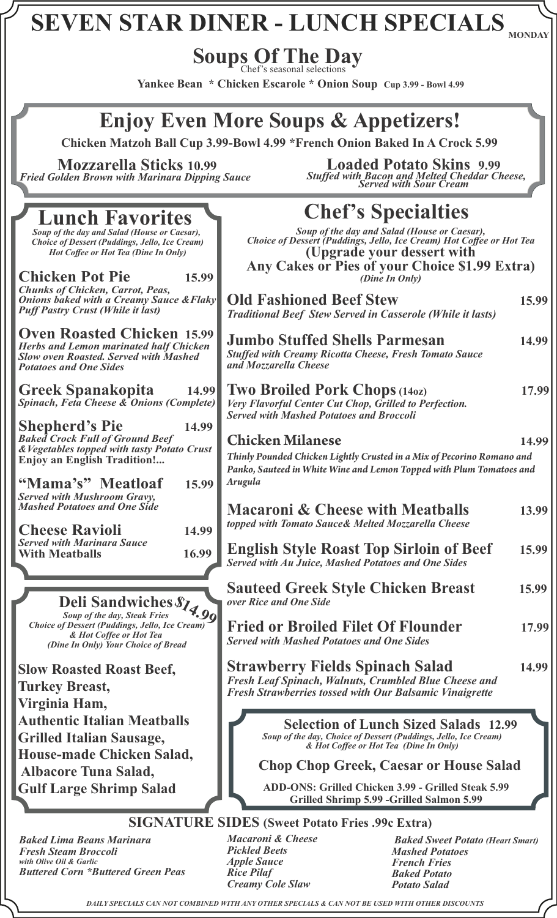# SEVEN STAR DINER - LUNCH SPECIALS

MONDAY

## Soups Of The Day

Chef's seasonal selections

**Yankee Bean * Chicken Escarole * Onion Soup Cup 3.99 - Bowl 4.99**

## Enjoy Even More Soups & Appetizers!

**Chicken Matzoh Ball Cup 3.99-Bowl 4.99 *French Onion Baked In A Crock 5.99**

**Mozzarella Sticks 10.99**
*Fried Golden Brown with Marinara Dipping Sauce*

**Loaded Potato Skins 9.99**
*Stuffed with Bacon and Melted Cheddar Cheese, Served with Sour Cream*

## Lunch Favorites

*Soup of the day and Salad (House or Caesar), Choice of Dessert (Puddings, Jello, Ice Cream) Hot Coffee or Hot Tea (Dine In Only)*

**Chicken Pot Pie** 15.99
*Chunks of Chicken, Carrot, Peas, Onions baked with a Creamy Sauce &Flaky Puff Pastry Crust (While it last)*

**Oven Roasted Chicken** 15.99
*Herbs and Lemon marinated half Chicken Slow oven Roasted. Served with Mashed Potatoes and One Sides*

**Greek Spanakopita** 14.99
*Spinach, Feta Cheese & Onions (Complete)*

**Shepherd's Pie** 14.99
*Baked Crock Full of Ground Beef &Vegetables topped with tasty Potato Crust*
**Enjoy an English Tradition!...**

**"Mama's" Meatloaf** 15.99
*Served with Mushroom Gravy, Mashed Potatoes and One Side*

**Cheese Ravioli** 14.99
*Served with Marinara Sauce*
**With Meatballs** 16.99

## Deli Sandwiches $14.99

*Soup of the day, Steak Fries Choice of Dessert (Puddings, Jello, Ice Cream) & Hot Coffee or Hot Tea (Dine In Only) Your Choice of Bread*

**Slow Roasted Roast Beef,**
**Turkey Breast,**
**Virginia Ham,**
**Authentic Italian Meatballs**
**Grilled Italian Sausage,**
**House-made Chicken Salad,**
**Albacore Tuna Salad,**
**Gulf Large Shrimp Salad**

## Chef's Specialties

*Soup of the day and Salad (House or Caesar), Choice of Dessert (Puddings, Jello, Ice Cream) Hot Coffee or Hot Tea*
**(Upgrade your dessert with Any Cakes or Pies of your Choice $1.99 Extra)**
*(Dine In Only)*

**Old Fashioned Beef Stew** 15.99
*Traditional Beef Stew Served in Casserole (While it lasts)*

**Jumbo Stuffed Shells Parmesan** 14.99
*Stuffed with Creamy Ricotta Cheese, Fresh Tomato Sauce and Mozzarella Cheese*

**Two Broiled Pork Chops (14oz)** 17.99
*Very Flavorful Center Cut Chop, Grilled to Perfection. Served with Mashed Potatoes and Broccoli*

**Chicken Milanese** 14.99
*Thinly Pounded Chicken Lightly Crusted in a Mix of Pecorino Romano and Panko, Sauteed in White Wine and Lemon Topped with Plum Tomatoes and Arugula*

**Macaroni & Cheese with Meatballs** 13.99
*topped with Tomato Sauce& Melted Mozzarella Cheese*

**English Style Roast Top Sirloin of Beef** 15.99
*Served with Au Juice, Mashed Potatoes and One Sides*

**Sauteed Greek Style Chicken Breast** 15.99
*over Rice and One Side*

**Fried or Broiled Filet Of Flounder** 17.99
*Served with Mashed Potatoes and One Sides*

**Strawberry Fields Spinach Salad** 14.99
*Fresh Leaf Spinach, Walnuts, Crumbled Blue Cheese and Fresh Strawberries tossed with Our Balsamic Vinaigrette*

### Selection of Lunch Sized Salads 12.99

*Soup of the day, Choice of Dessert (Puddings, Jello, Ice Cream) & Hot Coffee or Hot Tea (Dine In Only)*

**Chop Chop Greek, Caesar or House Salad**

**ADD-ONS: Grilled Chicken 3.99 - Grilled Steak 5.99 Grilled Shrimp 5.99 -Grilled Salmon 5.99**

## SIGNATURE SIDES (Sweet Potato Fries .99c Extra)

*Baked Lima Beans Marinara*
*Fresh Steam Broccoli with Olive Oil & Garlic*
*Buttered Corn *Buttered Green Peas*
*Macaroni & Cheese*
*Pickled Beets*
*Apple Sauce*
*Rice Pilaf*
*Creamy Cole Slaw*
*Baked Sweet Potato (Heart Smart)*
*Mashed Potatoes*
*French Fries*
*Baked Potato*
*Potato Salad*

*DAILY SPECIALS CAN NOT COMBINED WITH ANY OTHER SPECIALS & CAN NOT BE USED WITH OTHER DISCOUNTS*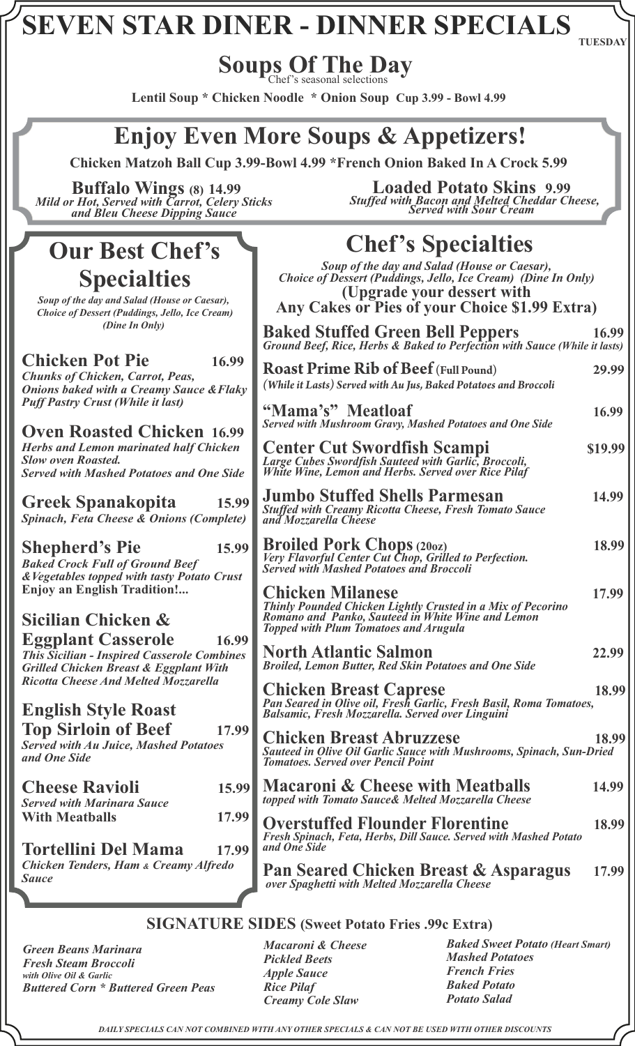# SEVEN STAR DINER - DINNER SPECIALS

TUESDAY

## Soups Of The Day

*Chef's seasonal selections*

**Lentil Soup * Chicken Noodle * Onion Soup Cup 3.99 - Bowl 4.99**

## Enjoy Even More Soups & Appetizers!

**Chicken Matzoh Ball Cup 3.99-Bowl 4.99 *French Onion Baked In A Crock 5.99**

**Buffalo Wings (8) 14.99**
*Mild or Hot, Served with Carrot, Celery Sticks and Bleu Cheese Dipping Sauce*

**Loaded Potato Skins 9.99**
*Stuffed with Bacon and Melted Cheddar Cheese, Served with Sour Cream*

## Our Best Chef's Specialties

*Soup of the day and Salad (House or Caesar), Choice of Dessert (Puddings, Jello, Ice Cream) (Dine In Only)*

**Chicken Pot Pie 16.99**
*Chunks of Chicken, Carrot, Peas, Onions baked with a Creamy Sauce &Flaky Puff Pastry Crust (While it last)*

**Oven Roasted Chicken 16.99**
*Herbs and Lemon marinated half Chicken Slow oven Roasted. Served with Mashed Potatoes and One Side*

**Greek Spanakopita 15.99**
*Spinach, Feta Cheese & Onions (Complete)*

**Shepherd's Pie 15.99**
*Baked Crock Full of Ground Beef &Vegetables topped with tasty Potato Crust*
**Enjoy an English Tradition!...**

**Sicilian Chicken & Eggplant Casserole 16.99**
*This Sicilian - Inspired Casserole Combines Grilled Chicken Breast & Eggplant With Ricotta Cheese And Melted Mozzarella*

**English Style Roast Top Sirloin of Beef 17.99**
*Served with Au Juice, Mashed Potatoes and One Side*

**Cheese Ravioli 15.99**
*Served with Marinara Sauce*
**With Meatballs 17.99**

**Tortellini Del Mama 17.99**
*Chicken Tenders, Ham & Creamy Alfredo Sauce*

## Chef's Specialties

*Soup of the day and Salad (House or Caesar), Choice of Dessert (Puddings, Jello, Ice Cream) (Dine In Only)*
**(Upgrade your dessert with Any Cakes or Pies of your Choice $1.99 Extra)**

**Baked Stuffed Green Bell Peppers 16.99**
*Ground Beef, Rice, Herbs & Baked to Perfection with Sauce (While it lasts)*

**Roast Prime Rib of Beef (Full Pound) 29.99**
*(While it Lasts) Served with Au Jus, Baked Potatoes and Broccoli*

**"Mama's" Meatloaf 16.99**
*Served with Mushroom Gravy, Mashed Potatoes and One Side*

**Center Cut Swordfish Scampi $19.99**
*Large Cubes Swordfish Sauteed with Garlic, Broccoli, White Wine, Lemon and Herbs. Served over Rice Pilaf*

**Jumbo Stuffed Shells Parmesan 14.99**
*Stuffed with Creamy Ricotta Cheese, Fresh Tomato Sauce and Mozzarella Cheese*

**Broiled Pork Chops (20oz) 18.99**
*Very Flavorful Center Cut Chop, Grilled to Perfection. Served with Mashed Potatoes and Broccoli*

**Chicken Milanese 17.99**
*Thinly Pounded Chicken Lightly Crusted in a Mix of Pecorino Romano and Panko, Sauteed in White Wine and Lemon Topped with Plum Tomatoes and Arugula*

**North Atlantic Salmon 22.99**
*Broiled, Lemon Butter, Red Skin Potatoes and One Side*

**Chicken Breast Caprese 18.99**
*Pan Seared in Olive oil, Fresh Garlic, Fresh Basil, Roma Tomatoes, Balsamic, Fresh Mozzarella. Served over Linguini*

**Chicken Breast Abruzzese 18.99**
*Sauteed in Olive Oil Garlic Sauce with Mushrooms, Spinach, Sun-Dried Tomatoes. Served over Pencil Point*

**Macaroni & Cheese with Meatballs 14.99**
*topped with Tomato Sauce& Melted Mozzarella Cheese*

**Overstuffed Flounder Florentine 18.99**
*Fresh Spinach, Feta, Herbs, Dill Sauce. Served with Mashed Potato and One Side*

**Pan Seared Chicken Breast & Asparagus 17.99**
*over Spaghetti with Melted Mozzarella Cheese*

## SIGNATURE SIDES (Sweet Potato Fries .99c Extra)

*Green Beans Marinara*
*Fresh Steam Broccoli with Olive Oil & Garlic*
*Buttered Corn * Buttered Green Peas*
*Macaroni & Cheese*
*Pickled Beets*
*Apple Sauce*
*Rice Pilaf*
*Creamy Cole Slaw*
*Baked Sweet Potato (Heart Smart)*
*Mashed Potatoes*
*French Fries*
*Baked Potato*
*Potato Salad*

*DAILY SPECIALS CAN NOT COMBINED WITH ANY OTHER SPECIALS & CAN NOT BE USED WITH OTHER DISCOUNTS*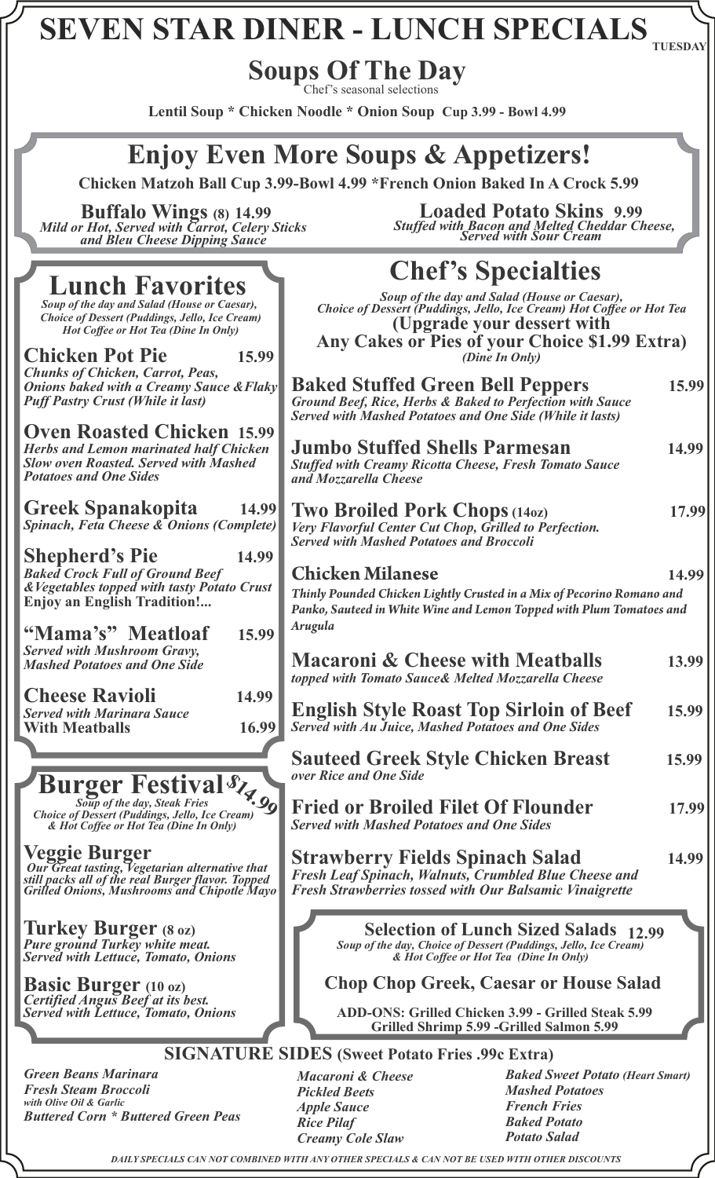# SEVEN STAR DINER - LUNCH SPECIALS

TUESDAY

## Soups Of The Day

*Chef's seasonal selections*

**Lentil Soup * Chicken Noodle * Onion Soup Cup 3.99 - Bowl 4.99**

## Enjoy Even More Soups & Appetizers!

**Chicken Matzoh Ball Cup 3.99-Bowl 4.99 *French Onion Baked In A Crock 5.99**

**Buffalo Wings (8) 14.99**
*Mild or Hot, Served with Carrot, Celery Sticks and Bleu Cheese Dipping Sauce*

**Loaded Potato Skins 9.99**
*Stuffed with Bacon and Melted Cheddar Cheese, Served with Sour Cream*

## Lunch Favorites

*Soup of the day and Salad (House or Caesar), Choice of Dessert (Puddings, Jello, Ice Cream) Hot Coffee or Hot Tea (Dine In Only)*

**Chicken Pot Pie 15.99**
*Chunks of Chicken, Carrot, Peas, Onions baked with a Creamy Sauce & Flaky Puff Pastry Crust (While it last)*

**Oven Roasted Chicken 15.99**
*Herbs and Lemon marinated half Chicken Slow oven Roasted. Served with Mashed Potatoes and One Sides*

**Greek Spanakopita 14.99**
*Spinach, Feta Cheese & Onions (Complete)*

**Shepherd's Pie 14.99**
*Baked Crock Full of Ground Beef & Vegetables topped with tasty Potato Crust*
**Enjoy an English Tradition!...**

**"Mama's" Meatloaf 15.99**
*Served with Mushroom Gravy, Mashed Potatoes and One Side*

**Cheese Ravioli 14.99**
*Served with Marinara Sauce*
**With Meatballs 16.99**

## Burger Festival $14.99

*Soup of the day, Steak Fries Choice of Dessert (Puddings, Jello, Ice Cream) & Hot Coffee or Hot Tea (Dine In Only)*

**Veggie Burger**
*Our Great tasting, Vegetarian alternative that still packs all of the real Burger flavor. Topped Grilled Onions, Mushrooms and Chipotle Mayo*

**Turkey Burger (8 oz)**
*Pure ground Turkey white meat. Served with Lettuce, Tomato, Onions*

**Basic Burger (10 oz)**
*Certified Angus Beef at its best. Served with Lettuce, Tomato, Onions*

## Chef's Specialties

*Soup of the day and Salad (House or Caesar), Choice of Dessert (Puddings, Jello, Ice Cream) Hot Coffee or Hot Tea*
**(Upgrade your dessert with Any Cakes or Pies of your Choice $1.99 Extra)**
*(Dine In Only)*

**Baked Stuffed Green Bell Peppers 15.99**
*Ground Beef, Rice, Herbs & Baked to Perfection with Sauce Served with Mashed Potatoes and One Side (While it lasts)*

**Jumbo Stuffed Shells Parmesan 14.99**
*Stuffed with Creamy Ricotta Cheese, Fresh Tomato Sauce and Mozzarella Cheese*

**Two Broiled Pork Chops (14oz) 17.99**
*Very Flavorful Center Cut Chop, Grilled to Perfection. Served with Mashed Potatoes and Broccoli*

**Chicken Milanese 14.99**
*Thinly Pounded Chicken Lightly Crusted in a Mix of Pecorino Romano and Panko, Sauteed in White Wine and Lemon Topped with Plum Tomatoes and Arugula*

**Macaroni & Cheese with Meatballs 13.99**
*topped with Tomato Sauce& Melted Mozzarella Cheese*

**English Style Roast Top Sirloin of Beef 15.99**
*Served with Au Juice, Mashed Potatoes and One Sides*

**Sauteed Greek Style Chicken Breast 15.99**
*over Rice and One Side*

**Fried or Broiled Filet Of Flounder 17.99**
*Served with Mashed Potatoes and One Sides*

**Strawberry Fields Spinach Salad 14.99**
*Fresh Leaf Spinach, Walnuts, Crumbled Blue Cheese and Fresh Strawberries tossed with Our Balsamic Vinaigrette*

### Selection of Lunch Sized Salads 12.99

*Soup of the day, Choice of Dessert (Puddings, Jello, Ice Cream) & Hot Coffee or Hot Tea (Dine In Only)*

**Chop Chop Greek, Caesar or House Salad**

**ADD-ONS: Grilled Chicken 3.99 - Grilled Steak 5.99 Grilled Shrimp 5.99 -Grilled Salmon 5.99**

## SIGNATURE SIDES (Sweet Potato Fries .99c Extra)

*Green Beans Marinara*
*Fresh Steam Broccoli with Olive Oil & Garlic*
*Buttered Corn * Buttered Green Peas*

*Macaroni & Cheese*
*Pickled Beets*
*Apple Sauce*
*Rice Pilaf*
*Creamy Cole Slaw*

*Baked Sweet Potato (Heart Smart)*
*Mashed Potatoes*
*French Fries*
*Baked Potato*
*Potato Salad*

*DAILY SPECIALS CAN NOT COMBINED WITH ANY OTHER SPECIALS & CAN NOT BE USED WITH OTHER DISCOUNTS*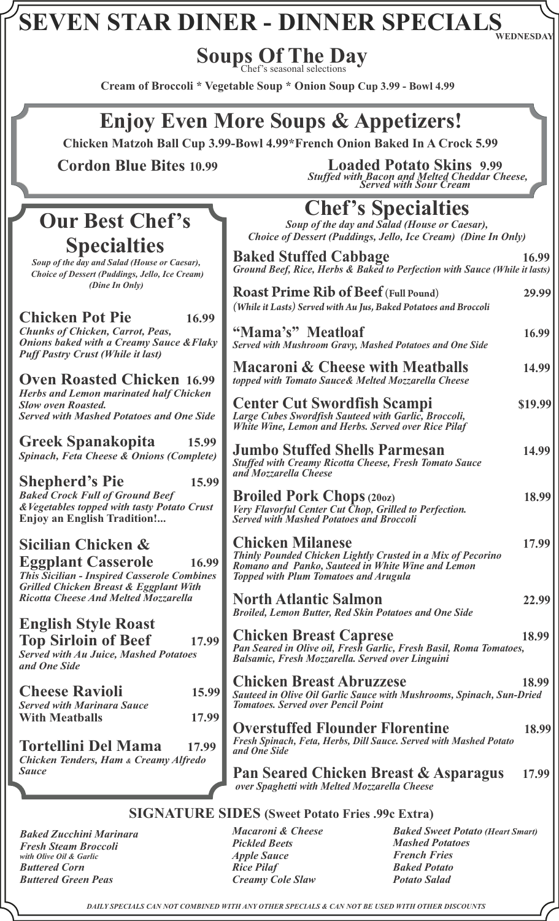# SEVEN STAR DINER - DINNER SPECIALS

WEDNESDAY

## Soups Of The Day

Chef's seasonal selections

**Cream of Broccoli * Vegetable Soup * Onion Soup Cup 3.99 - Bowl 4.99**

## Enjoy Even More Soups & Appetizers!

**Chicken Matzoh Ball Cup 3.99-Bowl 4.99*French Onion Baked In A Crock 5.99**

**Cordon Blue Bites 10.99**

**Loaded Potato Skins 9.99**
*Stuffed with Bacon and Melted Cheddar Cheese, Served with Sour Cream*

## Our Best Chef's Specialties

*Soup of the day and Salad (House or Caesar), Choice of Dessert (Puddings, Jello, Ice Cream) (Dine In Only)*

**Chicken Pot Pie 16.99**
*Chunks of Chicken, Carrot, Peas, Onions baked with a Creamy Sauce &Flaky Puff Pastry Crust (While it last)*

**Oven Roasted Chicken 16.99**
*Herbs and Lemon marinated half Chicken Slow oven Roasted. Served with Mashed Potatoes and One Side*

**Greek Spanakopita 15.99**
*Spinach, Feta Cheese & Onions (Complete)*

**Shepherd's Pie 15.99**
*Baked Crock Full of Ground Beef &Vegetables topped with tasty Potato Crust*
**Enjoy an English Tradition!...**

**Sicilian Chicken & Eggplant Casserole 16.99**
*This Sicilian - Inspired Casserole Combines Grilled Chicken Breast & Eggplant With Ricotta Cheese And Melted Mozzarella*

**English Style Roast Top Sirloin of Beef 17.99**
*Served with Au Juice, Mashed Potatoes and One Side*

**Cheese Ravioli 15.99**
*Served with Marinara Sauce*
**With Meatballs 17.99**

**Tortellini Del Mama 17.99**
*Chicken Tenders, Ham & Creamy Alfredo Sauce*

## Chef's Specialties

*Soup of the day and Salad (House or Caesar), Choice of Dessert (Puddings, Jello, Ice Cream) (Dine In Only)*

**Baked Stuffed Cabbage 16.99**
*Ground Beef, Rice, Herbs & Baked to Perfection with Sauce (While it lasts)*

**Roast Prime Rib of Beef (Full Pound) 29.99**
*(While it Lasts) Served with Au Jus, Baked Potatoes and Broccoli*

**"Mama's" Meatloaf 16.99**
*Served with Mushroom Gravy, Mashed Potatoes and One Side*

**Macaroni & Cheese with Meatballs 14.99**
*topped with Tomato Sauce& Melted Mozzarella Cheese*

**Center Cut Swordfish Scampi $19.99**
*Large Cubes Swordfish Sauteed with Garlic, Broccoli, White Wine, Lemon and Herbs. Served over Rice Pilaf*

**Jumbo Stuffed Shells Parmesan 14.99**
*Stuffed with Creamy Ricotta Cheese, Fresh Tomato Sauce and Mozzarella Cheese*

**Broiled Pork Chops (20oz) 18.99**
*Very Flavorful Center Cut Chop, Grilled to Perfection. Served with Mashed Potatoes and Broccoli*

**Chicken Milanese 17.99**
*Thinly Pounded Chicken Lightly Crusted in a Mix of Pecorino Romano and Panko, Sauteed in White Wine and Lemon Topped with Plum Tomatoes and Arugula*

**North Atlantic Salmon 22.99**
*Broiled, Lemon Butter, Red Skin Potatoes and One Side*

**Chicken Breast Caprese 18.99**
*Pan Seared in Olive oil, Fresh Garlic, Fresh Basil, Roma Tomatoes, Balsamic, Fresh Mozzarella. Served over Linguini*

**Chicken Breast Abruzzese 18.99**
*Sauteed in Olive Oil Garlic Sauce with Mushrooms, Spinach, Sun-Dried Tomatoes. Served over Pencil Point*

**Overstuffed Flounder Florentine 18.99**
*Fresh Spinach, Feta, Herbs, Dill Sauce. Served with Mashed Potato and One Side*

**Pan Seared Chicken Breast & Asparagus 17.99**
*over Spaghetti with Melted Mozzarella Cheese*

## SIGNATURE SIDES (Sweet Potato Fries .99c Extra)

- *Baked Zucchini Marinara*
- *Fresh Steam Broccoli with Olive Oil & Garlic*
- *Buttered Corn*
- *Buttered Green Peas*
- *Macaroni & Cheese*
- *Pickled Beets*
- *Apple Sauce*
- *Rice Pilaf*
- *Creamy Cole Slaw*
- *Baked Sweet Potato (Heart Smart)*
- *Mashed Potatoes*
- *French Fries*
- *Baked Potato*
- *Potato Salad*

*DAILY SPECIALS CAN NOT COMBINED WITH ANY OTHER SPECIALS & CAN NOT BE USED WITH OTHER DISCOUNTS*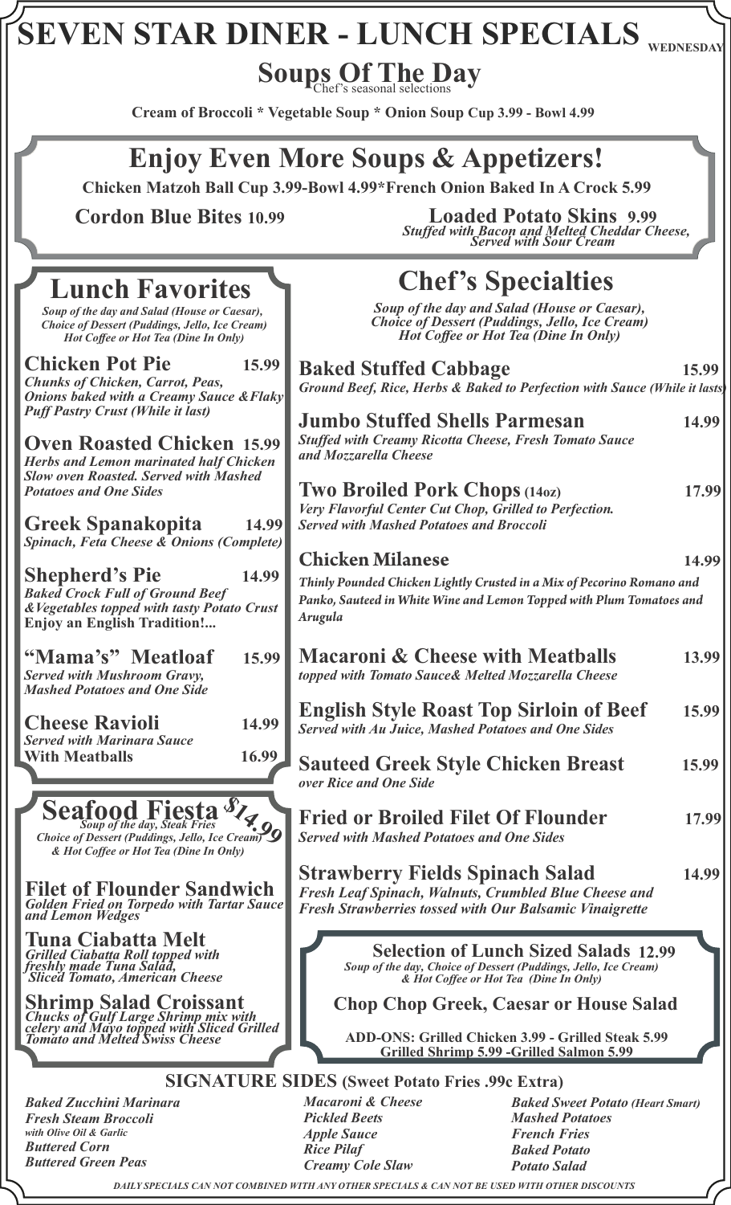# SEVEN STAR DINER - LUNCH SPECIALS WEDNESDAY

## Soups Of The Day

*Chef's seasonal selections*

**Cream of Broccoli * Vegetable Soup * Onion Soup Cup 3.99 - Bowl 4.99**

## Enjoy Even More Soups & Appetizers!

**Chicken Matzoh Ball Cup 3.99-Bowl 4.99*French Onion Baked In A Crock 5.99**

**Cordon Blue Bites 10.99**

**Loaded Potato Skins 9.99**
*Stuffed with Bacon and Melted Cheddar Cheese, Served with Sour Cream*

## Lunch Favorites

*Soup of the day and Salad (House or Caesar), Choice of Dessert (Puddings, Jello, Ice Cream) Hot Coffee or Hot Tea (Dine In Only)*

**Chicken Pot Pie** 15.99
*Chunks of Chicken, Carrot, Peas, Onions baked with a Creamy Sauce &Flaky Puff Pastry Crust (While it last)*

**Oven Roasted Chicken** 15.99
*Herbs and Lemon marinated half Chicken Slow oven Roasted. Served with Mashed Potatoes and One Sides*

**Greek Spanakopita** 14.99
*Spinach, Feta Cheese & Onions (Complete)*

**Shepherd's Pie** 14.99
*Baked Crock Full of Ground Beef &Vegetables topped with tasty Potato Crust*
**Enjoy an English Tradition!...**

**"Mama's" Meatloaf** 15.99
*Served with Mushroom Gravy, Mashed Potatoes and One Side*

**Cheese Ravioli** 14.99
*Served with Marinara Sauce*
**With Meatballs** 16.99

## Seafood Fiesta $14.99

*Soup of the day, Steak Fries Choice of Dessert (Puddings, Jello, Ice Cream) & Hot Coffee or Hot Tea (Dine In Only)*

**Filet of Flounder Sandwich**
*Golden Fried on Torpedo with Tartar Sauce and Lemon Wedges*

**Tuna Ciabatta Melt**
*Grilled Ciabatta Roll topped with freshly made Tuna Salad, Sliced Tomato, American Cheese*

**Shrimp Salad Croissant**
*Chucks of Gulf Large Shrimp mix with celery and Mayo topped with Sliced Grilled Tomato and Melted Swiss Cheese*

## Chef's Specialties

*Soup of the day and Salad (House or Caesar), Choice of Dessert (Puddings, Jello, Ice Cream) Hot Coffee or Hot Tea (Dine In Only)*

**Baked Stuffed Cabbage** 15.99
*Ground Beef, Rice, Herbs & Baked to Perfection with Sauce (While it lasts)*

**Jumbo Stuffed Shells Parmesan** 14.99
*Stuffed with Creamy Ricotta Cheese, Fresh Tomato Sauce and Mozzarella Cheese*

**Two Broiled Pork Chops (14oz)** 17.99
*Very Flavorful Center Cut Chop, Grilled to Perfection. Served with Mashed Potatoes and Broccoli*

**Chicken Milanese** 14.99
*Thinly Pounded Chicken Lightly Crusted in a Mix of Pecorino Romano and Panko, Sauteed in White Wine and Lemon Topped with Plum Tomatoes and Arugula*

**Macaroni & Cheese with Meatballs** 13.99
*topped with Tomato Sauce& Melted Mozzarella Cheese*

**English Style Roast Top Sirloin of Beef** 15.99
*Served with Au Juice, Mashed Potatoes and One Sides*

**Sauteed Greek Style Chicken Breast** 15.99
*over Rice and One Side*

**Fried or Broiled Filet Of Flounder** 17.99
*Served with Mashed Potatoes and One Sides*

**Strawberry Fields Spinach Salad** 14.99
*Fresh Leaf Spinach, Walnuts, Crumbled Blue Cheese and Fresh Strawberries tossed with Our Balsamic Vinaigrette*

### Selection of Lunch Sized Salads 12.99

*Soup of the day, Choice of Dessert (Puddings, Jello, Ice Cream) & Hot Coffee or Hot Tea (Dine In Only)*

**Chop Chop Greek, Caesar or House Salad**

**ADD-ONS: Grilled Chicken 3.99 - Grilled Steak 5.99 Grilled Shrimp 5.99 -Grilled Salmon 5.99**

## SIGNATURE SIDES (Sweet Potato Fries .99c Extra)

*Baked Zucchini Marinara*
*Fresh Steam Broccoli with Olive Oil & Garlic*
*Buttered Corn*
*Buttered Green Peas*
*Macaroni & Cheese*
*Pickled Beets*
*Apple Sauce*
*Rice Pilaf*
*Creamy Cole Slaw*
*Baked Sweet Potato (Heart Smart)*
*Mashed Potatoes*
*French Fries*
*Baked Potato*
*Potato Salad*

*DAILY SPECIALS CAN NOT COMBINED WITH ANY OTHER SPECIALS & CAN NOT BE USED WITH OTHER DISCOUNTS*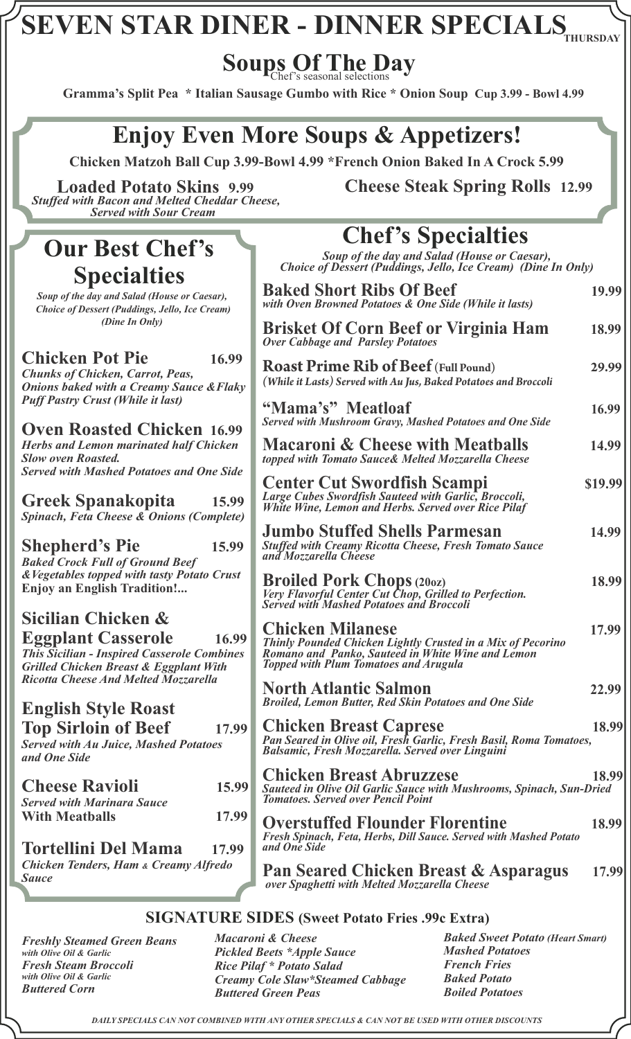# SEVEN STAR DINER - DINNER SPECIALS THURSDAY

## Soups Of The Day

*Chef's seasonal selections*

**Gramma's Split Pea * Italian Sausage Gumbo with Rice * Onion Soup Cup 3.99 - Bowl 4.99**

## Enjoy Even More Soups & Appetizers!

**Chicken Matzoh Ball Cup 3.99-Bowl 4.99 *French Onion Baked In A Crock 5.99**

**Loaded Potato Skins 9.99**
*Stuffed with Bacon and Melted Cheddar Cheese, Served with Sour Cream*

**Cheese Steak Spring Rolls 12.99**

## Our Best Chef's Specialties

*Soup of the day and Salad (House or Caesar), Choice of Dessert (Puddings, Jello, Ice Cream) (Dine In Only)*

**Chicken Pot Pie 16.99**
*Chunks of Chicken, Carrot, Peas, Onions baked with a Creamy Sauce & Flaky Puff Pastry Crust (While it last)*

**Oven Roasted Chicken 16.99**
*Herbs and Lemon marinated half Chicken Slow oven Roasted. Served with Mashed Potatoes and One Side*

**Greek Spanakopita 15.99**
*Spinach, Feta Cheese & Onions (Complete)*

**Shepherd's Pie 15.99**
*Baked Crock Full of Ground Beef & Vegetables topped with tasty Potato Crust*
**Enjoy an English Tradition!...**

**Sicilian Chicken & Eggplant Casserole 16.99**
*This Sicilian - Inspired Casserole Combines Grilled Chicken Breast & Eggplant With Ricotta Cheese And Melted Mozzarella*

**English Style Roast Top Sirloin of Beef 17.99**
*Served with Au Juice, Mashed Potatoes and One Side*

**Cheese Ravioli 15.99**
*Served with Marinara Sauce*
**With Meatballs 17.99**

**Tortellini Del Mama 17.99**
*Chicken Tenders, Ham & Creamy Alfredo Sauce*

## Chef's Specialties

*Soup of the day and Salad (House or Caesar), Choice of Dessert (Puddings, Jello, Ice Cream) (Dine In Only)*

**Baked Short Ribs Of Beef 19.99**
*with Oven Browned Potatoes & One Side (While it lasts)*

**Brisket Of Corn Beef or Virginia Ham 18.99**
*Over Cabbage and Parsley Potatoes*

**Roast Prime Rib of Beef (Full Pound) 29.99**
*(While it Lasts) Served with Au Jus, Baked Potatoes and Broccoli*

**"Mama's" Meatloaf 16.99**
*Served with Mushroom Gravy, Mashed Potatoes and One Side*

**Macaroni & Cheese with Meatballs 14.99**
*topped with Tomato Sauce& Melted Mozzarella Cheese*

**Center Cut Swordfish Scampi $19.99**
*Large Cubes Swordfish Sauteed with Garlic, Broccoli, White Wine, Lemon and Herbs. Served over Rice Pilaf*

**Jumbo Stuffed Shells Parmesan 14.99**
*Stuffed with Creamy Ricotta Cheese, Fresh Tomato Sauce and Mozzarella Cheese*

**Broiled Pork Chops (20oz) 18.99**
*Very Flavorful Center Cut Chop, Grilled to Perfection. Served with Mashed Potatoes and Broccoli*

**Chicken Milanese 17.99**
*Thinly Pounded Chicken Lightly Crusted in a Mix of Pecorino Romano and Panko, Sauteed in White Wine and Lemon Topped with Plum Tomatoes and Arugula*

**North Atlantic Salmon 22.99**
*Broiled, Lemon Butter, Red Skin Potatoes and One Side*

**Chicken Breast Caprese 18.99**
*Pan Seared in Olive oil, Fresh Garlic, Fresh Basil, Roma Tomatoes, Balsamic, Fresh Mozzarella. Served over Linguini*

**Chicken Breast Abruzzese 18.99**
*Sauteed in Olive Oil Garlic Sauce with Mushrooms, Spinach, Sun-Dried Tomatoes. Served over Pencil Point*

**Overstuffed Flounder Florentine 18.99**
*Fresh Spinach, Feta, Herbs, Dill Sauce. Served with Mashed Potato and One Side*

**Pan Seared Chicken Breast & Asparagus 17.99**
*over Spaghetti with Melted Mozzarella Cheese*

## SIGNATURE SIDES (Sweet Potato Fries .99c Extra)

*Freshly Steamed Green Beans with Olive Oil & Garlic*
*Fresh Steam Broccoli with Olive Oil & Garlic*
*Buttered Corn*

*Macaroni & Cheese*
*Pickled Beets *Apple Sauce*
*Rice Pilaf * Potato Salad*
*Creamy Cole Slaw*Steamed Cabbage*
*Buttered Green Peas*

*Baked Sweet Potato (Heart Smart)*
*Mashed Potatoes*
*French Fries*
*Baked Potato*
*Boiled Potatoes*

*DAILY SPECIALS CAN NOT COMBINED WITH ANY OTHER SPECIALS & CAN NOT BE USED WITH OTHER DISCOUNTS*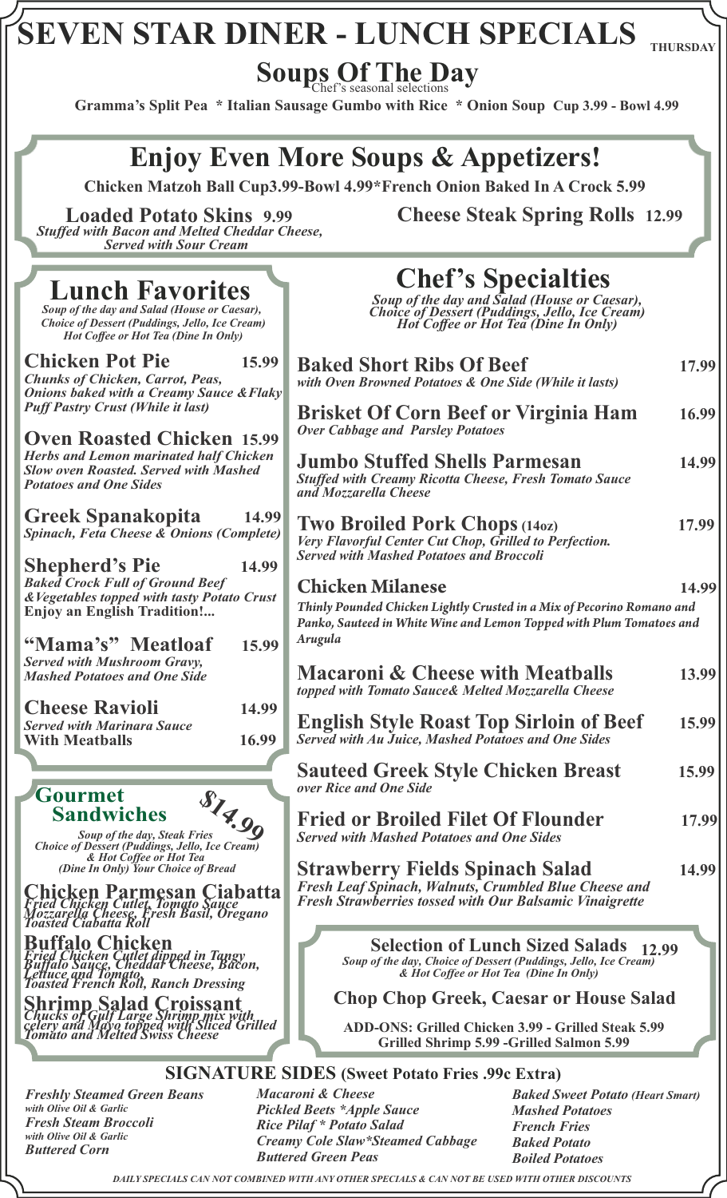# SEVEN STAR DINER - LUNCH SPECIALS

THURSDAY

## Soups Of The Day

*Chef's seasonal selections*

**Gramma's Split Pea * Italian Sausage Gumbo with Rice * Onion Soup Cup 3.99 - Bowl 4.99**

## Enjoy Even More Soups & Appetizers!

**Chicken Matzoh Ball Cup3.99-Bowl 4.99*French Onion Baked In A Crock 5.99**

**Loaded Potato Skins 9.99**
*Stuffed with Bacon and Melted Cheddar Cheese, Served with Sour Cream*

**Cheese Steak Spring Rolls 12.99**

## Lunch Favorites

*Soup of the day and Salad (House or Caesar), Choice of Dessert (Puddings, Jello, Ice Cream) Hot Coffee or Hot Tea (Dine In Only)*

**Chicken Pot Pie** 15.99
*Chunks of Chicken, Carrot, Peas, Onions baked with a Creamy Sauce &Flaky Puff Pastry Crust (While it last)*

**Oven Roasted Chicken** 15.99
*Herbs and Lemon marinated half Chicken Slow oven Roasted. Served with Mashed Potatoes and One Sides*

**Greek Spanakopita** 14.99
*Spinach, Feta Cheese & Onions (Complete)*

**Shepherd's Pie** 14.99
*Baked Crock Full of Ground Beef &Vegetables topped with tasty Potato Crust*
**Enjoy an English Tradition!...**

**"Mama's" Meatloaf** 15.99
*Served with Mushroom Gravy, Mashed Potatoes and One Side*

**Cheese Ravioli** 14.99
*Served with Marinara Sauce*
**With Meatballs** 16.99

## Gourmet Sandwiches $14.99

*Soup of the day, Steak Fries Choice of Dessert (Puddings, Jello, Ice Cream) & Hot Coffee or Hot Tea (Dine In Only) Your Choice of Bread*

**Chicken Parmesan Ciabatta**
*Fried Chicken Cutlet, Tomato Sauce Mozzarella Cheese, Fresh Basil, Oregano Toasted Ciabatta Roll*

**Buffalo Chicken**
*Fried Chicken Cutlet dipped in Tangy Buffalo Sauce, Cheddar Cheese, Bacon, Lettuce and Tomato, Toasted French Roll, Ranch Dressing*

**Shrimp Salad Croissant**
*Chucks of Gulf Large Shrimp mix with celery and Mayo topped with Sliced Grilled Tomato and Melted Swiss Cheese*

## Chef's Specialties

*Soup of the day and Salad (House or Caesar), Choice of Dessert (Puddings, Jello, Ice Cream) Hot Coffee or Hot Tea (Dine In Only)*

**Baked Short Ribs Of Beef** 17.99
*with Oven Browned Potatoes & One Side (While it lasts)*

**Brisket Of Corn Beef or Virginia Ham** 16.99
*Over Cabbage and Parsley Potatoes*

**Jumbo Stuffed Shells Parmesan** 14.99
*Stuffed with Creamy Ricotta Cheese, Fresh Tomato Sauce and Mozzarella Cheese*

**Two Broiled Pork Chops (14oz)** 17.99
*Very Flavorful Center Cut Chop, Grilled to Perfection. Served with Mashed Potatoes and Broccoli*

**Chicken Milanese** 14.99
*Thinly Pounded Chicken Lightly Crusted in a Mix of Pecorino Romano and Panko, Sauteed in White Wine and Lemon Topped with Plum Tomatoes and Arugula*

**Macaroni & Cheese with Meatballs** 13.99
*topped with Tomato Sauce& Melted Mozzarella Cheese*

**English Style Roast Top Sirloin of Beef** 15.99
*Served with Au Juice, Mashed Potatoes and One Sides*

**Sauteed Greek Style Chicken Breast** 15.99
*over Rice and One Side*

**Fried or Broiled Filet Of Flounder** 17.99
*Served with Mashed Potatoes and One Sides*

**Strawberry Fields Spinach Salad** 14.99
*Fresh Leaf Spinach, Walnuts, Crumbled Blue Cheese and Fresh Strawberries tossed with Our Balsamic Vinaigrette*

### Selection of Lunch Sized Salads 12.99

*Soup of the day, Choice of Dessert (Puddings, Jello, Ice Cream) & Hot Coffee or Hot Tea (Dine In Only)*

**Chop Chop Greek, Caesar or House Salad**

**ADD-ONS: Grilled Chicken 3.99 - Grilled Steak 5.99 Grilled Shrimp 5.99 -Grilled Salmon 5.99**

## SIGNATURE SIDES (Sweet Potato Fries .99c Extra)

*Freshly Steamed Green Beans with Olive Oil & Garlic*
*Fresh Steam Broccoli with Olive Oil & Garlic*
*Buttered Corn*
*Macaroni & Cheese*
*Pickled Beets *Apple Sauce*
*Rice Pilaf * Potato Salad*
*Creamy Cole Slaw*Steamed Cabbage*
*Buttered Green Peas*
*Baked Sweet Potato (Heart Smart)*
*Mashed Potatoes*
*French Fries*
*Baked Potato*
*Boiled Potatoes*

*DAILY SPECIALS CAN NOT COMBINED WITH ANY OTHER SPECIALS & CAN NOT BE USED WITH OTHER DISCOUNTS*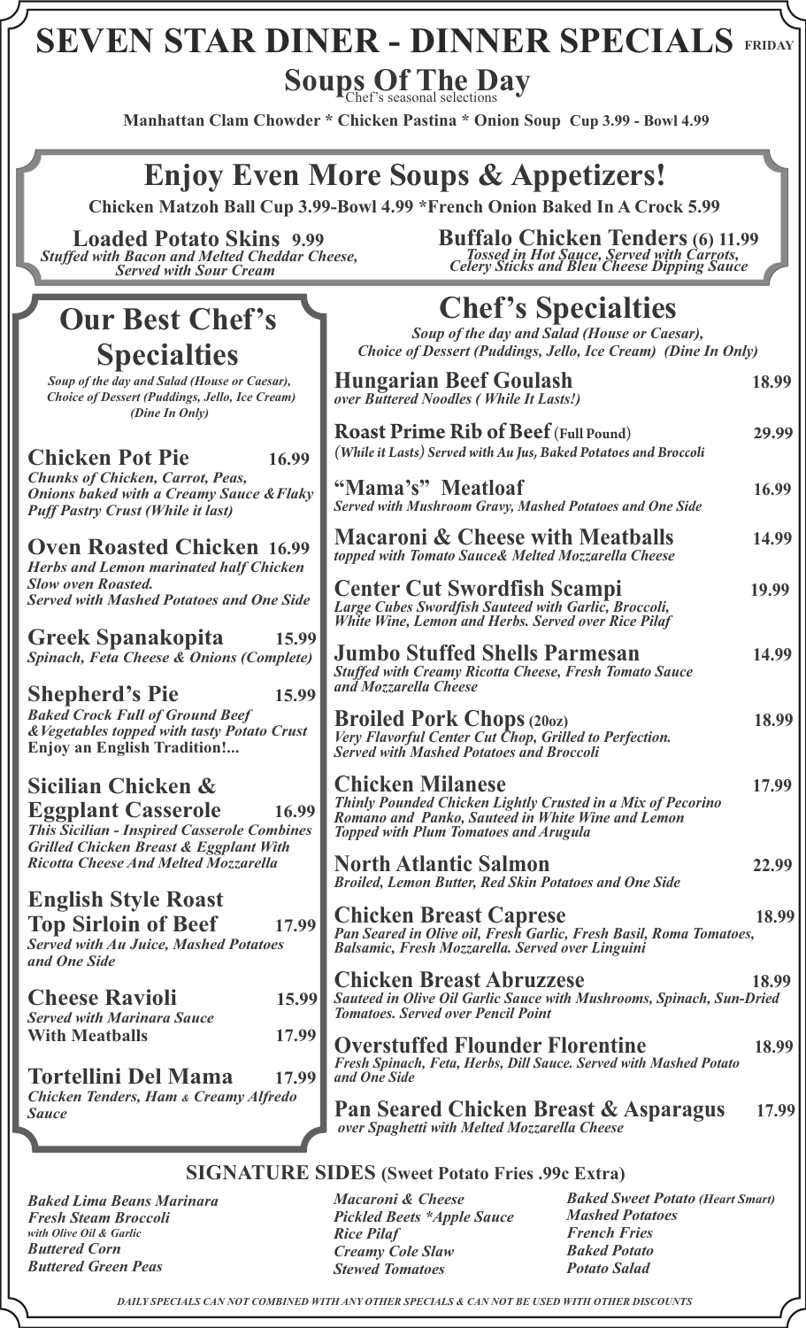# SEVEN STAR DINER - DINNER SPECIALS FRIDAY

## Soups Of The Day

*Chef's seasonal selections*

**Manhattan Clam Chowder * Chicken Pastina * Onion Soup Cup 3.99 - Bowl 4.99**

## Enjoy Even More Soups & Appetizers!

**Chicken Matzoh Ball Cup 3.99-Bowl 4.99 *French Onion Baked In A Crock 5.99**

**Loaded Potato Skins 9.99**
*Stuffed with Bacon and Melted Cheddar Cheese, Served with Sour Cream*

**Buffalo Chicken Tenders (6) 11.99**
*Tossed in Hot Sauce, Served with Carrots, Celery Sticks and Bleu Cheese Dipping Sauce*

## Our Best Chef's Specialties

*Soup of the day and Salad (House or Caesar), Choice of Dessert (Puddings, Jello, Ice Cream) (Dine In Only)*

**Chicken Pot Pie 16.99**
*Chunks of Chicken, Carrot, Peas, Onions baked with a Creamy Sauce &Flaky Puff Pastry Crust (While it last)*

**Oven Roasted Chicken 16.99**
*Herbs and Lemon marinated half Chicken Slow oven Roasted. Served with Mashed Potatoes and One Side*

**Greek Spanakopita 15.99**
*Spinach, Feta Cheese & Onions (Complete)*

**Shepherd's Pie 15.99**
*Baked Crock Full of Ground Beef &Vegetables topped with tasty Potato Crust*
**Enjoy an English Tradition!...**

**Sicilian Chicken & Eggplant Casserole 16.99**
*This Sicilian - Inspired Casserole Combines Grilled Chicken Breast & Eggplant With Ricotta Cheese And Melted Mozzarella*

**English Style Roast Top Sirloin of Beef 17.99**
*Served with Au Juice, Mashed Potatoes and One Side*

**Cheese Ravioli 15.99**
*Served with Marinara Sauce*
**With Meatballs 17.99**

**Tortellini Del Mama 17.99**
*Chicken Tenders, Ham & Creamy Alfredo Sauce*

## Chef's Specialties

*Soup of the day and Salad (House or Caesar), Choice of Dessert (Puddings, Jello, Ice Cream) (Dine In Only)*

**Hungarian Beef Goulash 18.99**
*over Buttered Noodles ( While It Lasts!)*

**Roast Prime Rib of Beef (Full Pound) 29.99**
*(While it Lasts) Served with Au Jus, Baked Potatoes and Broccoli*

**"Mama's" Meatloaf 16.99**
*Served with Mushroom Gravy, Mashed Potatoes and One Side*

**Macaroni & Cheese with Meatballs 14.99**
*topped with Tomato Sauce& Melted Mozzarella Cheese*

**Center Cut Swordfish Scampi 19.99**
*Large Cubes Swordfish Sauteed with Garlic, Broccoli, White Wine, Lemon and Herbs. Served over Rice Pilaf*

**Jumbo Stuffed Shells Parmesan 14.99**
*Stuffed with Creamy Ricotta Cheese, Fresh Tomato Sauce and Mozzarella Cheese*

**Broiled Pork Chops (20oz) 18.99**
*Very Flavorful Center Cut Chop, Grilled to Perfection. Served with Mashed Potatoes and Broccoli*

**Chicken Milanese 17.99**
*Thinly Pounded Chicken Lightly Crusted in a Mix of Pecorino Romano and Panko, Sauteed in White Wine and Lemon Topped with Plum Tomatoes and Arugula*

**North Atlantic Salmon 22.99**
*Broiled, Lemon Butter, Red Skin Potatoes and One Side*

**Chicken Breast Caprese 18.99**
*Pan Seared in Olive oil, Fresh Garlic, Fresh Basil, Roma Tomatoes, Balsamic, Fresh Mozzarella. Served over Linguini*

**Chicken Breast Abruzzese 18.99**
*Sauteed in Olive Oil Garlic Sauce with Mushrooms, Spinach, Sun-Dried Tomatoes. Served over Pencil Point*

**Overstuffed Flounder Florentine 18.99**
*Fresh Spinach, Feta, Herbs, Dill Sauce. Served with Mashed Potato and One Side*

**Pan Seared Chicken Breast & Asparagus 17.99**
*over Spaghetti with Melted Mozzarella Cheese*

## SIGNATURE SIDES (Sweet Potato Fries .99c Extra)

*Baked Lima Beans Marinara*
*Fresh Steam Broccoli with Olive Oil & Garlic*
*Buttered Corn*
*Buttered Green Peas*
*Macaroni & Cheese*
*Pickled Beets *Apple Sauce*
*Rice Pilaf*
*Creamy Cole Slaw*
*Stewed Tomatoes*
*Baked Sweet Potato (Heart Smart)*
*Mashed Potatoes*
*French Fries*
*Baked Potato*
*Potato Salad*

*DAILY SPECIALS CAN NOT COMBINED WITH ANY OTHER SPECIALS & CAN NOT BE USED WITH OTHER DISCOUNTS*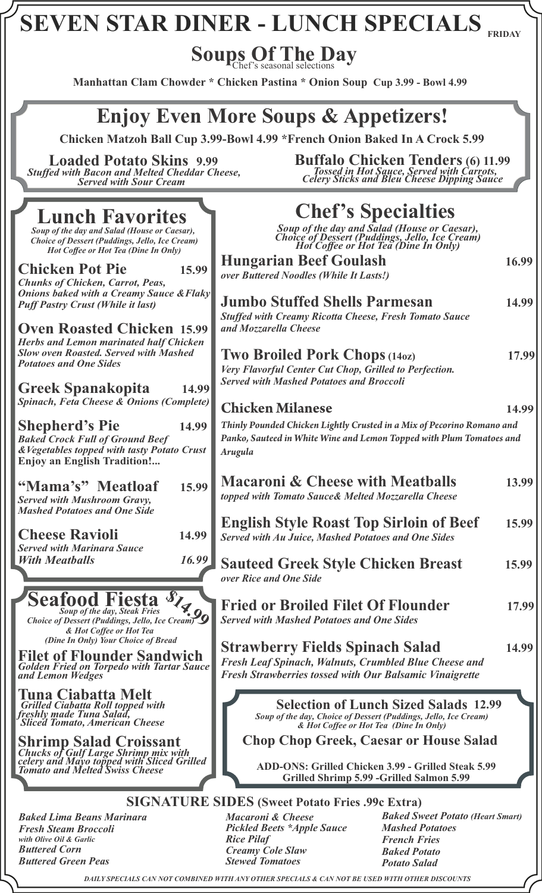# SEVEN STAR DINER - LUNCH SPECIALS

FRIDAY

## Soups Of The Day

Chef's seasonal selections

**Manhattan Clam Chowder * Chicken Pastina * Onion Soup Cup 3.99 - Bowl 4.99**

## Enjoy Even More Soups & Appetizers!

**Chicken Matzoh Ball Cup 3.99-Bowl 4.99 *French Onion Baked In A Crock 5.99**

**Loaded Potato Skins 9.99**
*Stuffed with Bacon and Melted Cheddar Cheese, Served with Sour Cream*

**Buffalo Chicken Tenders (6) 11.99**
*Tossed in Hot Sauce, Served with Carrots, Celery Sticks and Bleu Cheese Dipping Sauce*

## Lunch Favorites

*Soup of the day and Salad (House or Caesar), Choice of Dessert (Puddings, Jello, Ice Cream) Hot Coffee or Hot Tea (Dine In Only)*

**Chicken Pot Pie 15.99**
*Chunks of Chicken, Carrot, Peas, Onions baked with a Creamy Sauce &Flaky Puff Pastry Crust (While it last)*

**Oven Roasted Chicken 15.99**
*Herbs and Lemon marinated half Chicken Slow oven Roasted. Served with Mashed Potatoes and One Sides*

**Greek Spanakopita 14.99**
*Spinach, Feta Cheese & Onions (Complete)*

**Shepherd's Pie 14.99**
*Baked Crock Full of Ground Beef &Vegetables topped with tasty Potato Crust*
**Enjoy an English Tradition!...**

**"Mama's" Meatloaf 15.99**
*Served with Mushroom Gravy, Mashed Potatoes and One Side*

**Cheese Ravioli 14.99**
*Served with Marinara Sauce*
*With Meatballs 16.99*

## Seafood Fiesta $14.99

*Soup of the day, Steak Fries Choice of Dessert (Puddings, Jello, Ice Cream) & Hot Coffee or Hot Tea (Dine In Only) Your Choice of Bread*

**Filet of Flounder Sandwich**
*Golden Fried on Torpedo with Tartar Sauce and Lemon Wedges*

**Tuna Ciabatta Melt**
*Grilled Ciabatta Roll topped with freshly made Tuna Salad, Sliced Tomato, American Cheese*

**Shrimp Salad Croissant**
*Chucks of Gulf Large Shrimp mix with celery and Mayo topped with Sliced Grilled Tomato and Melted Swiss Cheese*

## Chef's Specialties

*Soup of the day and Salad (House or Caesar), Choice of Dessert (Puddings, Jello, Ice Cream) Hot Coffee or Hot Tea (Dine In Only)*

**Hungarian Beef Goulash 16.99**
*over Buttered Noodles (While It Lasts!)*

**Jumbo Stuffed Shells Parmesan 14.99**
*Stuffed with Creamy Ricotta Cheese, Fresh Tomato Sauce and Mozzarella Cheese*

**Two Broiled Pork Chops (14oz) 17.99**
*Very Flavorful Center Cut Chop, Grilled to Perfection. Served with Mashed Potatoes and Broccoli*

**Chicken Milanese 14.99**
*Thinly Pounded Chicken Lightly Crusted in a Mix of Pecorino Romano and Panko, Sauteed in White Wine and Lemon Topped with Plum Tomatoes and Arugula*

**Macaroni & Cheese with Meatballs 13.99**
*topped with Tomato Sauce& Melted Mozzarella Cheese*

**English Style Roast Top Sirloin of Beef 15.99**
*Served with Au Juice, Mashed Potatoes and One Sides*

**Sauteed Greek Style Chicken Breast 15.99**
*over Rice and One Side*

**Fried or Broiled Filet Of Flounder 17.99**
*Served with Mashed Potatoes and One Sides*

**Strawberry Fields Spinach Salad 14.99**
*Fresh Leaf Spinach, Walnuts, Crumbled Blue Cheese and Fresh Strawberries tossed with Our Balsamic Vinaigrette*

### Selection of Lunch Sized Salads 12.99

*Soup of the day, Choice of Dessert (Puddings, Jello, Ice Cream) & Hot Coffee or Hot Tea (Dine In Only)*

**Chop Chop Greek, Caesar or House Salad**

**ADD-ONS: Grilled Chicken 3.99 - Grilled Steak 5.99 Grilled Shrimp 5.99 -Grilled Salmon 5.99**

## SIGNATURE SIDES (Sweet Potato Fries .99c Extra)

*Baked Lima Beans Marinara*
*Fresh Steam Broccoli with Olive Oil & Garlic*
*Buttered Corn*
*Buttered Green Peas*
*Macaroni & Cheese*
*Pickled Beets *Apple Sauce*
*Rice Pilaf*
*Creamy Cole Slaw*
*Stewed Tomatoes*
*Baked Sweet Potato (Heart Smart)*
*Mashed Potatoes*
*French Fries*
*Baked Potato*
*Potato Salad*

*DAILY SPECIALS CAN NOT COMBINED WITH ANY OTHER SPECIALS & CAN NOT BE USED WITH OTHER DISCOUNTS*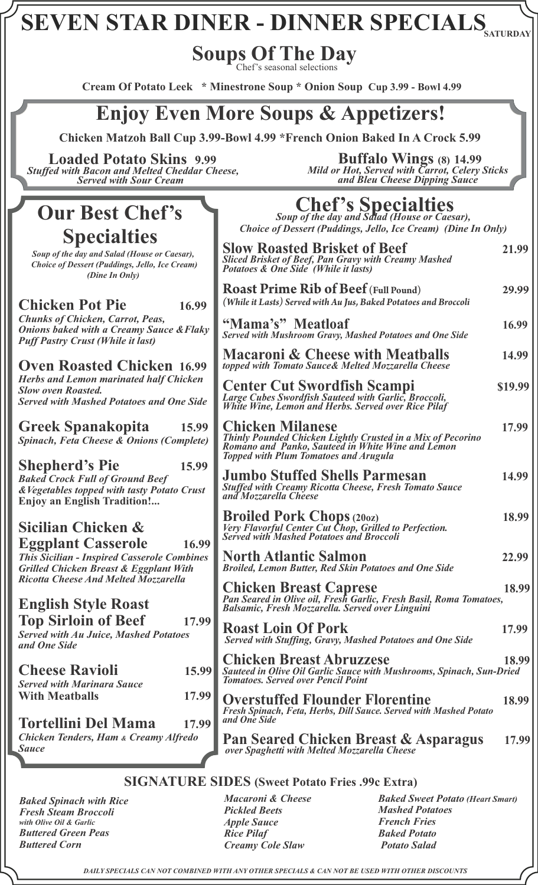# SEVEN STAR DINER - DINNER SPECIALS

SATURDAY

## Soups Of The Day

Chef's seasonal selections

**Cream Of Potato Leek * Minestrone Soup * Onion Soup Cup 3.99 - Bowl 4.99**

## Enjoy Even More Soups & Appetizers!

**Chicken Matzoh Ball Cup 3.99-Bowl 4.99 *French Onion Baked In A Crock 5.99**

**Loaded Potato Skins 9.99**
*Stuffed with Bacon and Melted Cheddar Cheese, Served with Sour Cream*

**Buffalo Wings (8) 14.99**
*Mild or Hot, Served with Carrot, Celery Sticks and Bleu Cheese Dipping Sauce*

## Our Best Chef's Specialties

*Soup of the day and Salad (House or Caesar), Choice of Dessert (Puddings, Jello, Ice Cream) (Dine In Only)*

**Chicken Pot Pie 16.99**
*Chunks of Chicken, Carrot, Peas, Onions baked with a Creamy Sauce &Flaky Puff Pastry Crust (While it last)*

**Oven Roasted Chicken 16.99**
*Herbs and Lemon marinated half Chicken Slow oven Roasted. Served with Mashed Potatoes and One Side*

**Greek Spanakopita 15.99**
*Spinach, Feta Cheese & Onions (Complete)*

**Shepherd's Pie 15.99**
*Baked Crock Full of Ground Beef &Vegetables topped with tasty Potato Crust*
**Enjoy an English Tradition!...**

**Sicilian Chicken & Eggplant Casserole 16.99**
*This Sicilian - Inspired Casserole Combines Grilled Chicken Breast & Eggplant With Ricotta Cheese And Melted Mozzarella*

**English Style Roast Top Sirloin of Beef 17.99**
*Served with Au Juice, Mashed Potatoes and One Side*

**Cheese Ravioli 15.99**
*Served with Marinara Sauce*
**With Meatballs 17.99**

**Tortellini Del Mama 17.99**
*Chicken Tenders, Ham & Creamy Alfredo Sauce*

## Chef's Specialties

*Soup of the day and Salad (House or Caesar), Choice of Dessert (Puddings, Jello, Ice Cream) (Dine In Only)*

**Slow Roasted Brisket of Beef 21.99**
*Sliced Brisket of Beef, Pan Gravy with Creamy Mashed Potatoes & One Side (While it lasts)*

**Roast Prime Rib of Beef (Full Pound) 29.99**
*(While it Lasts) Served with Au Jus, Baked Potatoes and Broccoli*

**"Mama's" Meatloaf 16.99**
*Served with Mushroom Gravy, Mashed Potatoes and One Side*

**Macaroni & Cheese with Meatballs 14.99**
*topped with Tomato Sauce& Melted Mozzarella Cheese*

**Center Cut Swordfish Scampi $19.99**
*Large Cubes Swordfish Sauteed with Garlic, Broccoli, White Wine, Lemon and Herbs. Served over Rice Pilaf*

**Chicken Milanese 17.99**
*Thinly Pounded Chicken Lightly Crusted in a Mix of Pecorino Romano and Panko, Sauteed in White Wine and Lemon Topped with Plum Tomatoes and Arugula*

**Jumbo Stuffed Shells Parmesan 14.99**
*Stuffed with Creamy Ricotta Cheese, Fresh Tomato Sauce and Mozzarella Cheese*

**Broiled Pork Chops (20oz) 18.99**
*Very Flavorful Center Cut Chop, Grilled to Perfection. Served with Mashed Potatoes and Broccoli*

**North Atlantic Salmon 22.99**
*Broiled, Lemon Butter, Red Skin Potatoes and One Side*

**Chicken Breast Caprese 18.99**
*Pan Seared in Olive oil, Fresh Garlic, Fresh Basil, Roma Tomatoes, Balsamic, Fresh Mozzarella. Served over Linguini*

**Roast Loin Of Pork 17.99**
*Served with Stuffing, Gravy, Mashed Potatoes and One Side*

**Chicken Breast Abruzzese 18.99**
*Sauteed in Olive Oil Garlic Sauce with Mushrooms, Spinach, Sun-Dried Tomatoes. Served over Pencil Point*

**Overstuffed Flounder Florentine 18.99**
*Fresh Spinach, Feta, Herbs, Dill Sauce. Served with Mashed Potato and One Side*

**Pan Seared Chicken Breast & Asparagus 17.99**
*over Spaghetti with Melted Mozzarella Cheese*

## SIGNATURE SIDES (Sweet Potato Fries .99c Extra)

- *Baked Spinach with Rice*
- *Fresh Steam Broccoli with Olive Oil & Garlic*
- *Buttered Green Peas*
- *Buttered Corn*
- *Macaroni & Cheese*
- *Pickled Beets*
- *Apple Sauce*
- *Rice Pilaf*
- *Creamy Cole Slaw*
- *Baked Sweet Potato (Heart Smart)*
- *Mashed Potatoes*
- *French Fries*
- *Baked Potato*
- *Potato Salad*

*DAILY SPECIALS CAN NOT COMBINED WITH ANY OTHER SPECIALS & CAN NOT BE USED WITH OTHER DISCOUNTS*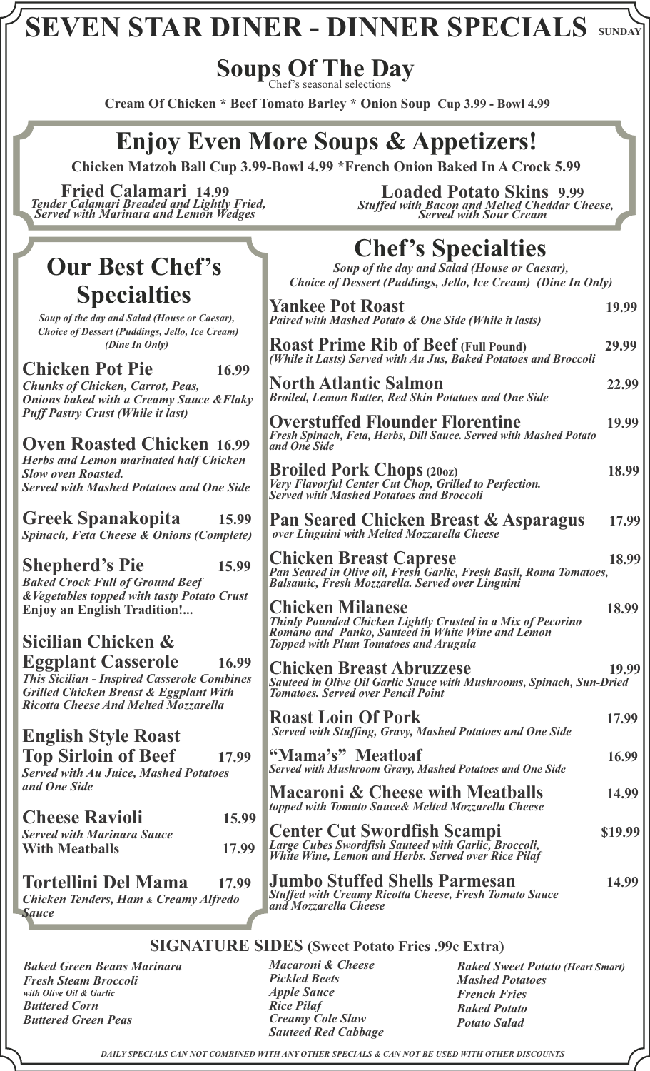# SEVEN STAR DINER - DINNER SPECIALS SUNDAY

## Soups Of The Day

Chef's seasonal selections

**Cream Of Chicken * Beef Tomato Barley * Onion Soup Cup 3.99 - Bowl 4.99**

## Enjoy Even More Soups & Appetizers!

**Chicken Matzoh Ball Cup 3.99-Bowl 4.99 *French Onion Baked In A Crock 5.99**

**Fried Calamari 14.99**
*Tender Calamari Breaded and Lightly Fried, Served with Marinara and Lemon Wedges*

**Loaded Potato Skins 9.99**
*Stuffed with Bacon and Melted Cheddar Cheese, Served with Sour Cream*

## Our Best Chef's Specialties

*Soup of the day and Salad (House or Caesar), Choice of Dessert (Puddings, Jello, Ice Cream) (Dine In Only)*

**Chicken Pot Pie 16.99**
*Chunks of Chicken, Carrot, Peas, Onions baked with a Creamy Sauce &Flaky Puff Pastry Crust (While it last)*

**Oven Roasted Chicken 16.99**
*Herbs and Lemon marinated half Chicken Slow oven Roasted. Served with Mashed Potatoes and One Side*

**Greek Spanakopita 15.99**
*Spinach, Feta Cheese & Onions (Complete)*

**Shepherd's Pie 15.99**
*Baked Crock Full of Ground Beef &Vegetables topped with tasty Potato Crust*
**Enjoy an English Tradition!...**

**Sicilian Chicken & Eggplant Casserole 16.99**
*This Sicilian - Inspired Casserole Combines Grilled Chicken Breast & Eggplant With Ricotta Cheese And Melted Mozzarella*

**English Style Roast Top Sirloin of Beef 17.99**
*Served with Au Juice, Mashed Potatoes and One Side*

**Cheese Ravioli 15.99**
*Served with Marinara Sauce*
**With Meatballs 17.99**

**Tortellini Del Mama 17.99**
*Chicken Tenders, Ham & Creamy Alfredo Sauce*

## Chef's Specialties

*Soup of the day and Salad (House or Caesar), Choice of Dessert (Puddings, Jello, Ice Cream) (Dine In Only)*

**Yankee Pot Roast 19.99**
*Paired with Mashed Potato & One Side (While it lasts)*

**Roast Prime Rib of Beef (Full Pound) 29.99**
*(While it Lasts) Served with Au Jus, Baked Potatoes and Broccoli*

**North Atlantic Salmon 22.99**
*Broiled, Lemon Butter, Red Skin Potatoes and One Side*

**Overstuffed Flounder Florentine 19.99**
*Fresh Spinach, Feta, Herbs, Dill Sauce. Served with Mashed Potato and One Side*

**Broiled Pork Chops (20oz) 18.99**
*Very Flavorful Center Cut Chop, Grilled to Perfection. Served with Mashed Potatoes and Broccoli*

**Pan Seared Chicken Breast & Asparagus 17.99**
*over Linguini with Melted Mozzarella Cheese*

**Chicken Breast Caprese 18.99**
*Pan Seared in Olive oil, Fresh Garlic, Fresh Basil, Roma Tomatoes, Balsamic, Fresh Mozzarella. Served over Linguini*

**Chicken Milanese 18.99**
*Thinly Pounded Chicken Lightly Crusted in a Mix of Pecorino Romano and Panko, Sauteed in White Wine and Lemon Topped with Plum Tomatoes and Arugula*

**Chicken Breast Abruzzese 19.99**
*Sauteed in Olive Oil Garlic Sauce with Mushrooms, Spinach, Sun-Dried Tomatoes. Served over Pencil Point*

**Roast Loin Of Pork 17.99**
*Served with Stuffing, Gravy, Mashed Potatoes and One Side*

**"Mama's" Meatloaf 16.99**
*Served with Mushroom Gravy, Mashed Potatoes and One Side*

**Macaroni & Cheese with Meatballs 14.99**
*topped with Tomato Sauce& Melted Mozzarella Cheese*

**Center Cut Swordfish Scampi $19.99**
*Large Cubes Swordfish Sauteed with Garlic, Broccoli, White Wine, Lemon and Herbs. Served over Rice Pilaf*

**Jumbo Stuffed Shells Parmesan 14.99**
*Stuffed with Creamy Ricotta Cheese, Fresh Tomato Sauce and Mozzarella Cheese*

## SIGNATURE SIDES (Sweet Potato Fries .99c Extra)

*Baked Green Beans Marinara*
*Fresh Steam Broccoli with Olive Oil & Garlic*
*Buttered Corn*
*Buttered Green Peas*
*Macaroni & Cheese*
*Pickled Beets*
*Apple Sauce*
*Rice Pilaf*
*Creamy Cole Slaw*
*Sauteed Red Cabbage*
*Baked Sweet Potato (Heart Smart)*
*Mashed Potatoes*
*French Fries*
*Baked Potato*
*Potato Salad*

*DAILY SPECIALS CAN NOT COMBINED WITH ANY OTHER SPECIALS & CAN NOT BE USED WITH OTHER DISCOUNTS*